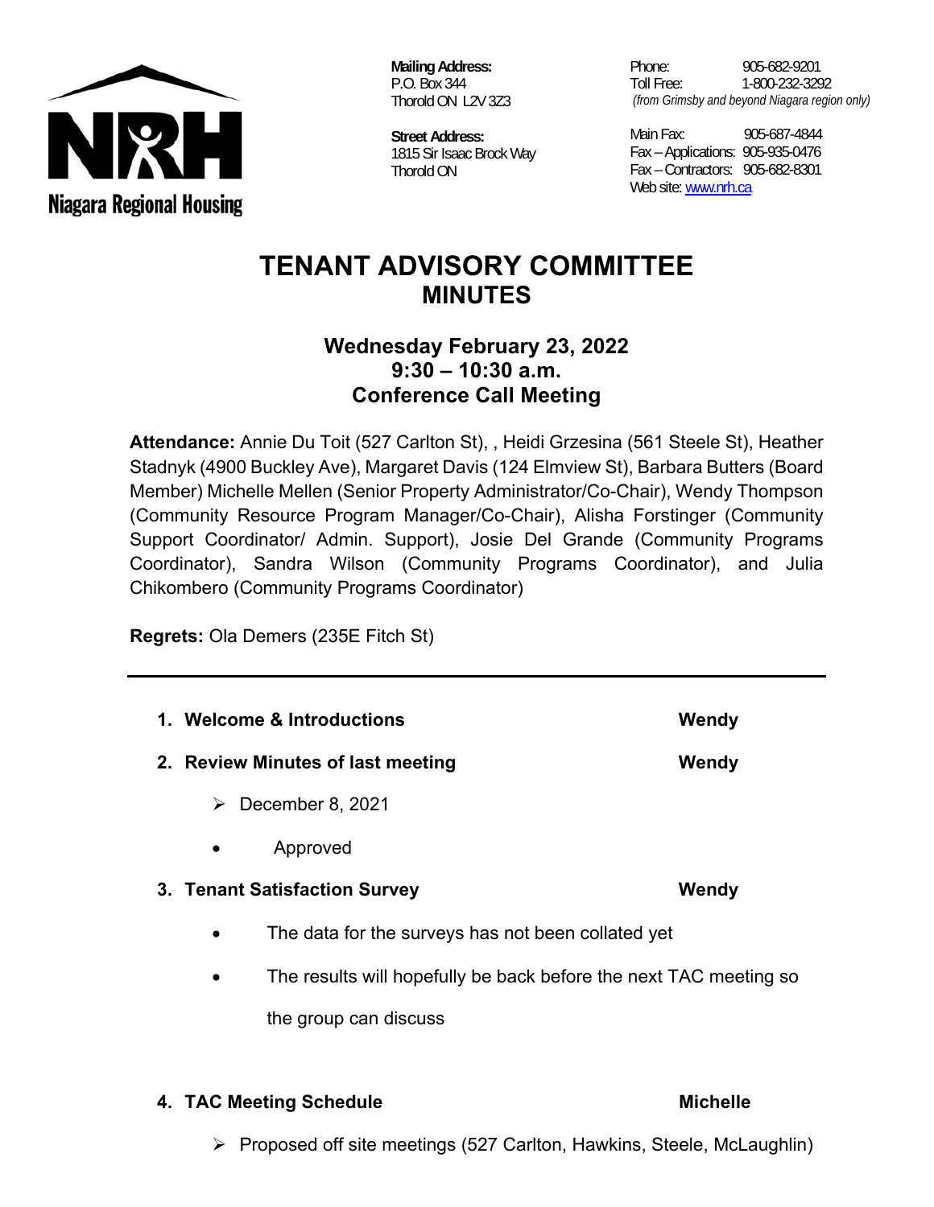**Niagara Regional Housing**

**Mailing Address:**
P.O. Box 344
Thorold ON L2V 3Z3

**Street Address:**
1815 Sir Isaac Brock Way
Thorold ON

Phone: 905-682-9201
Toll Free: 1-800-232-3292
*(from Grimsby and beyond Niagara region only)*

Main Fax: 905-687-4844
Fax – Applications: 905-935-0476
Fax – Contractors: 905-682-8301
Web site: www.nrh.ca

# TENANT ADVISORY COMMITTEE MINUTES

## Wednesday February 23, 2022
## 9:30 – 10:30 a.m.
## Conference Call Meeting

**Attendance:** Annie Du Toit (527 Carlton St), , Heidi Grzesina (561 Steele St), Heather Stadnyk (4900 Buckley Ave), Margaret Davis (124 Elmview St), Barbara Butters (Board Member) Michelle Mellen (Senior Property Administrator/Co-Chair), Wendy Thompson (Community Resource Program Manager/Co-Chair), Alisha Forstinger (Community Support Coordinator/ Admin. Support), Josie Del Grande (Community Programs Coordinator), Sandra Wilson (Community Programs Coordinator), and Julia Chikombero (Community Programs Coordinator)

**Regrets:** Ola Demers (235E Fitch St)

---

1. **Welcome & Introductions** — **Wendy**

2. **Review Minutes of last meeting** — **Wendy**
   - December 8, 2021
     - Approved

3. **Tenant Satisfaction Survey** — **Wendy**
   - The data for the surveys has not been collated yet
   - The results will hopefully be back before the next TAC meeting so the group can discuss

4. **TAC Meeting Schedule** — **Michelle**
   - Proposed off site meetings (527 Carlton, Hawkins, Steele, McLaughlin)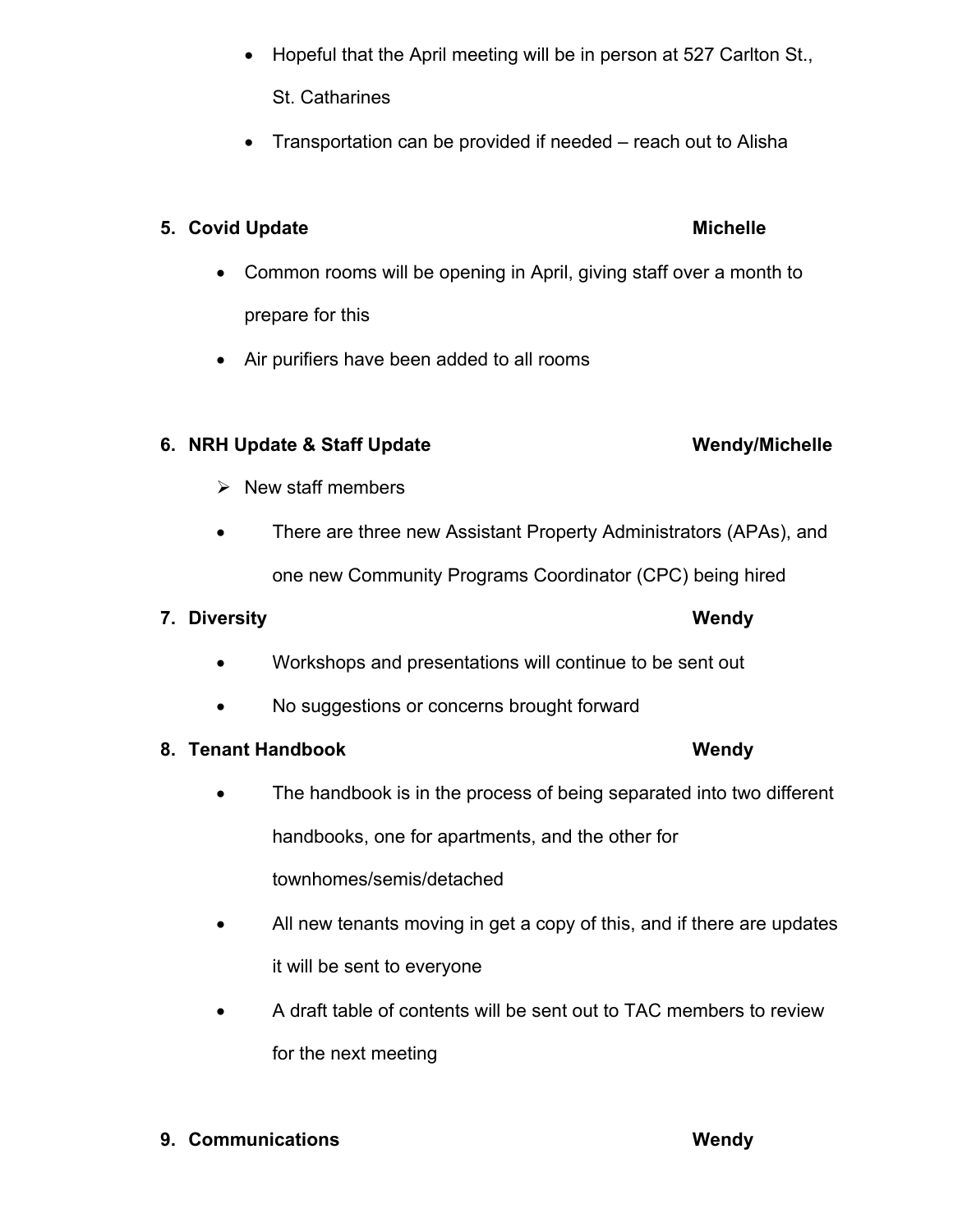- Hopeful that the April meeting will be in person at 527 Carlton St., St. Catharines
- Transportation can be provided if needed – reach out to Alisha

5. **Covid Update** **Michelle**

- Common rooms will be opening in April, giving staff over a month to prepare for this
- Air purifiers have been added to all rooms

6. **NRH Update & Staff Update** **Wendy/Michelle**

➢ New staff members

- There are three new Assistant Property Administrators (APAs), and one new Community Programs Coordinator (CPC) being hired

7. **Diversity** **Wendy**

- Workshops and presentations will continue to be sent out
- No suggestions or concerns brought forward

8. **Tenant Handbook** **Wendy**

- The handbook is in the process of being separated into two different handbooks, one for apartments, and the other for townhomes/semis/detached
- All new tenants moving in get a copy of this, and if there are updates it will be sent to everyone
- A draft table of contents will be sent out to TAC members to review for the next meeting

9. **Communications** **Wendy**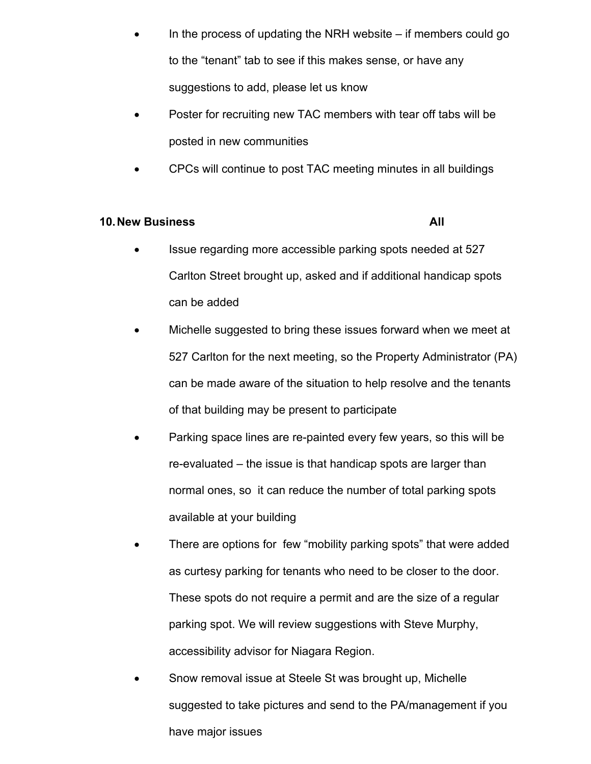- In the process of updating the NRH website – if members could go to the “tenant” tab to see if this makes sense, or have any suggestions to add, please let us know
- Poster for recruiting new TAC members with tear off tabs will be posted in new communities
- CPCs will continue to post TAC meeting minutes in all buildings

**10. New Business** **All**

- Issue regarding more accessible parking spots needed at 527 Carlton Street brought up, asked and if additional handicap spots can be added
- Michelle suggested to bring these issues forward when we meet at 527 Carlton for the next meeting, so the Property Administrator (PA) can be made aware of the situation to help resolve and the tenants of that building may be present to participate
- Parking space lines are re-painted every few years, so this will be re-evaluated – the issue is that handicap spots are larger than normal ones, so it can reduce the number of total parking spots available at your building
- There are options for few “mobility parking spots” that were added as curtesy parking for tenants who need to be closer to the door. These spots do not require a permit and are the size of a regular parking spot. We will review suggestions with Steve Murphy, accessibility advisor for Niagara Region.
- Snow removal issue at Steele St was brought up, Michelle suggested to take pictures and send to the PA/management if you have major issues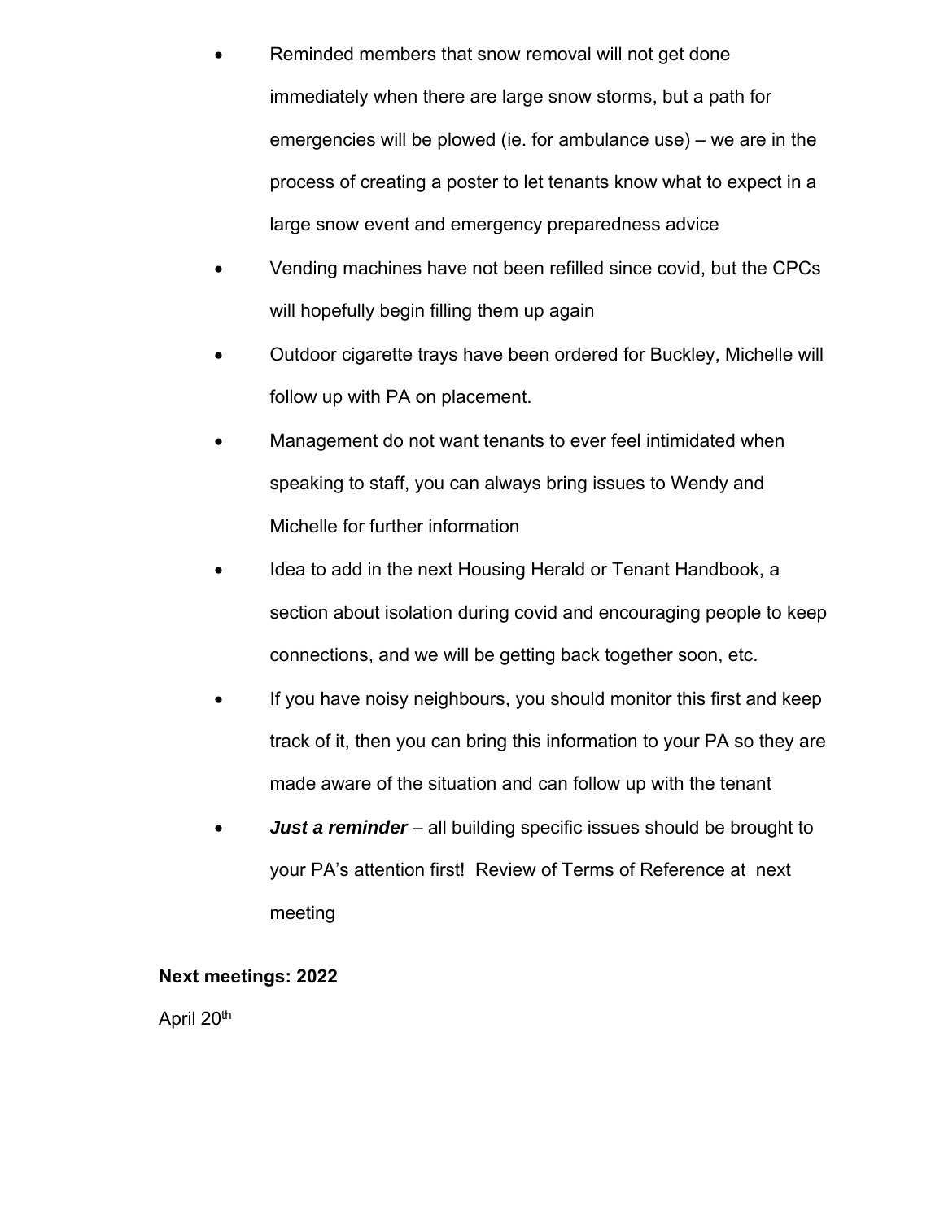- Reminded members that snow removal will not get done immediately when there are large snow storms, but a path for emergencies will be plowed (ie. for ambulance use) – we are in the process of creating a poster to let tenants know what to expect in a large snow event and emergency preparedness advice
- Vending machines have not been refilled since covid, but the CPCs will hopefully begin filling them up again
- Outdoor cigarette trays have been ordered for Buckley, Michelle will follow up with PA on placement.
- Management do not want tenants to ever feel intimidated when speaking to staff, you can always bring issues to Wendy and Michelle for further information
- Idea to add in the next Housing Herald or Tenant Handbook, a section about isolation during covid and encouraging people to keep connections, and we will be getting back together soon, etc.
- If you have noisy neighbours, you should monitor this first and keep track of it, then you can bring this information to your PA so they are made aware of the situation and can follow up with the tenant
- ***Just a reminder*** – all building specific issues should be brought to your PA's attention first! Review of Terms of Reference at next meeting

**Next meetings: 2022**

April 20th